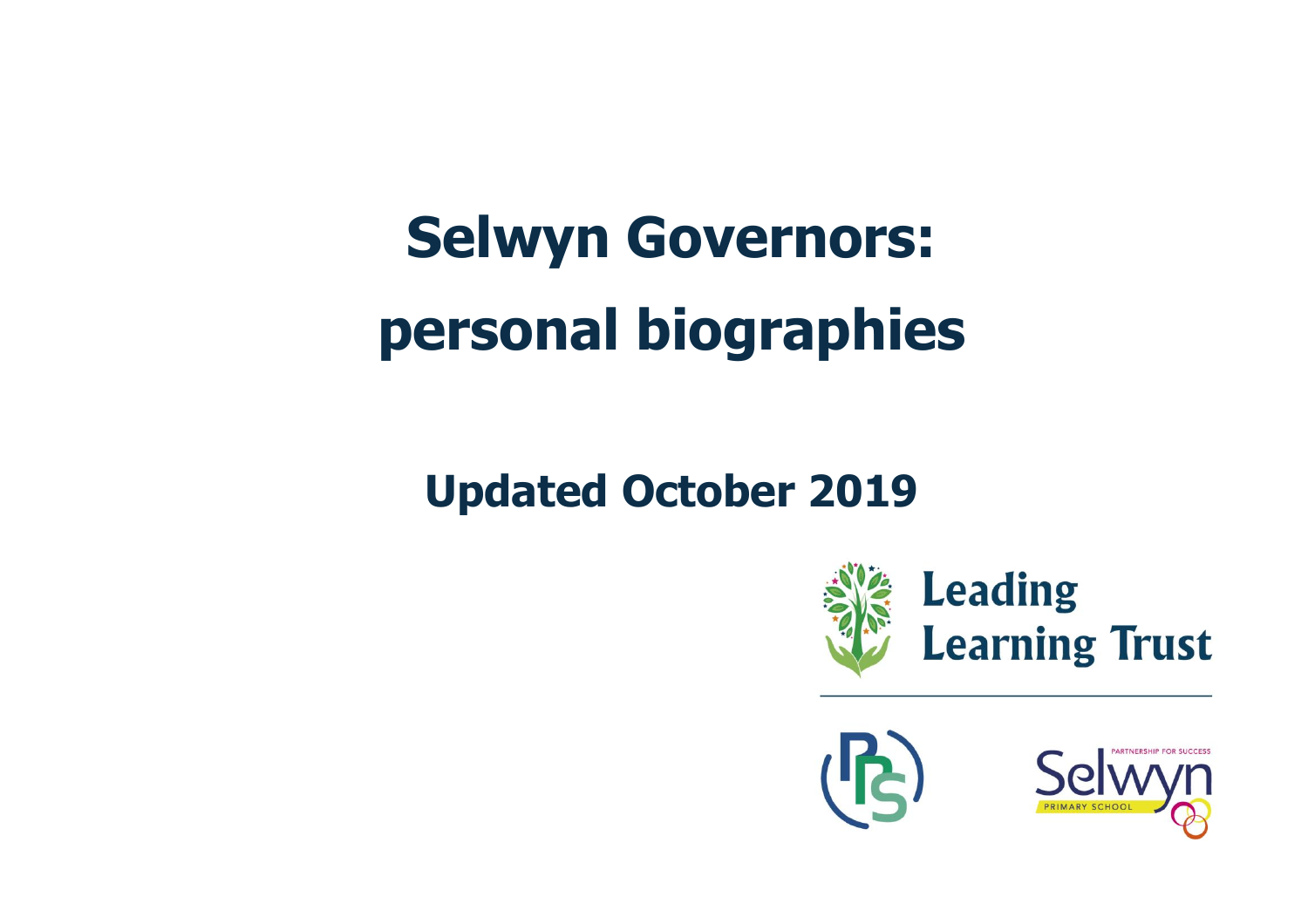# Selwyn Governors: personal biographies

## Updated October 2019

Leading Learning Trust

PARTNERSHIP FOR SUCCESS

Selwyn

PRIMARY SCHOOL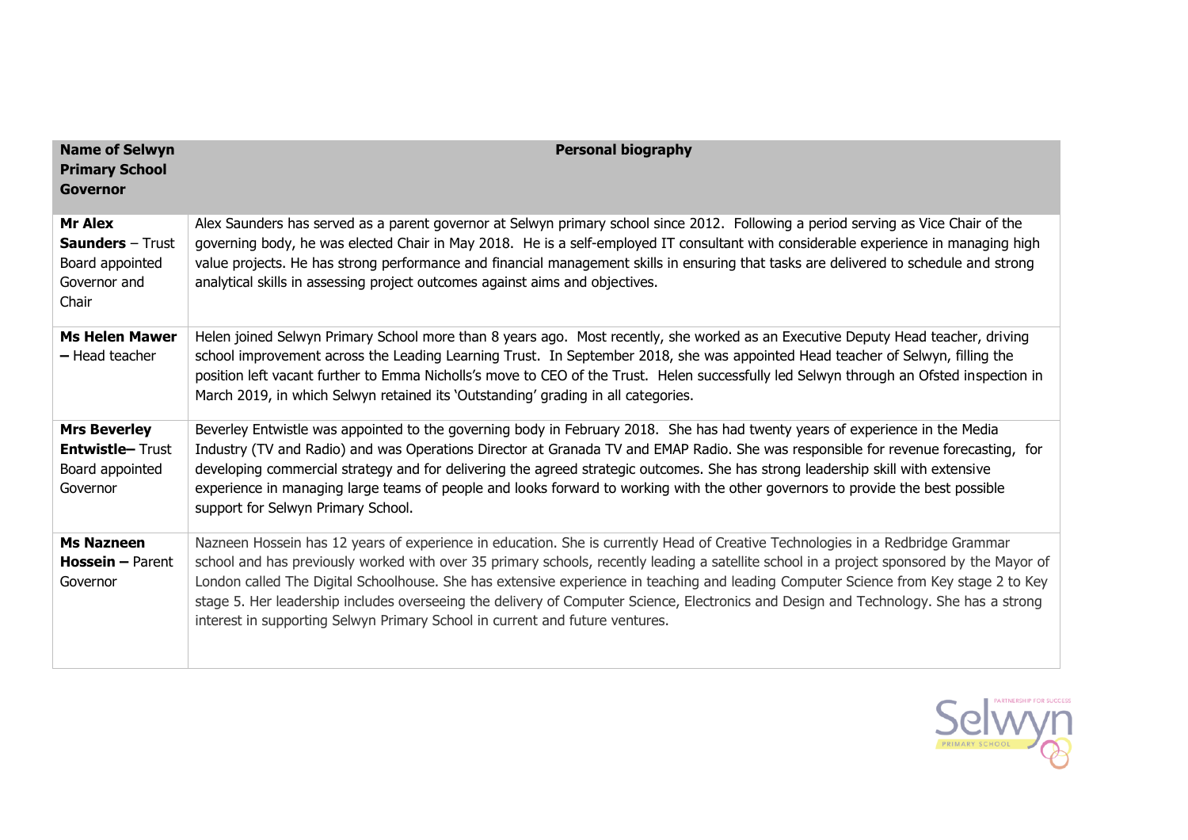| **Name of Selwyn Primary School Governor** | **Personal biography** |
| --- | --- |
| **Mr Alex Saunders** – Trust Board appointed Governor and Chair | Alex Saunders has served as a parent governor at Selwyn primary school since 2012. Following a period serving as Vice Chair of the governing body, he was elected Chair in May 2018. He is a self-employed IT consultant with considerable experience in managing high value projects. He has strong performance and financial management skills in ensuring that tasks are delivered to schedule and strong analytical skills in assessing project outcomes against aims and objectives. |
| **Ms Helen Mawer –** Head teacher | Helen joined Selwyn Primary School more than 8 years ago. Most recently, she worked as an Executive Deputy Head teacher, driving school improvement across the Leading Learning Trust. In September 2018, she was appointed Head teacher of Selwyn, filling the position left vacant further to Emma Nicholls's move to CEO of the Trust. Helen successfully led Selwyn through an Ofsted inspection in March 2019, in which Selwyn retained its 'Outstanding' grading in all categories. |
| **Mrs Beverley Entwistle–** Trust Board appointed Governor | Beverley Entwistle was appointed to the governing body in February 2018. She has had twenty years of experience in the Media Industry (TV and Radio) and was Operations Director at Granada TV and EMAP Radio. She was responsible for revenue forecasting, for developing commercial strategy and for delivering the agreed strategic outcomes. She has strong leadership skill with extensive experience in managing large teams of people and looks forward to working with the other governors to provide the best possible support for Selwyn Primary School. |
| **Ms Nazneen Hossein –** Parent Governor | Nazneen Hossein has 12 years of experience in education. She is currently Head of Creative Technologies in a Redbridge Grammar school and has previously worked with over 35 primary schools, recently leading a satellite school in a project sponsored by the Mayor of London called The Digital Schoolhouse. She has extensive experience in teaching and leading Computer Science from Key stage 2 to Key stage 5. Her leadership includes overseeing the delivery of Computer Science, Electronics and Design and Technology. She has a strong interest in supporting Selwyn Primary School in current and future ventures. |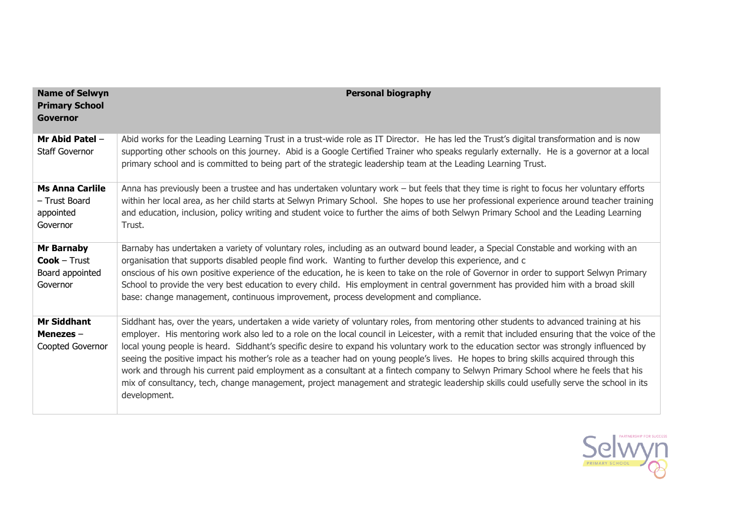| **Name of Selwyn Primary School Governor** | **Personal biography** |
| --- | --- |
| **Mr Abid Patel** – Staff Governor | Abid works for the Leading Learning Trust in a trust-wide role as IT Director. He has led the Trust's digital transformation and is now supporting other schools on this journey. Abid is a Google Certified Trainer who speaks regularly externally. He is a governor at a local primary school and is committed to being part of the strategic leadership team at the Leading Learning Trust. |
| **Ms Anna Carlile** – Trust Board appointed Governor | Anna has previously been a trustee and has undertaken voluntary work – but feels that they time is right to focus her voluntary efforts within her local area, as her child starts at Selwyn Primary School. She hopes to use her professional experience around teacher training and education, inclusion, policy writing and student voice to further the aims of both Selwyn Primary School and the Leading Learning Trust. |
| **Mr Barnaby Cook** – Trust Board appointed Governor | Barnaby has undertaken a variety of voluntary roles, including as an outward bound leader, a Special Constable and working with an organisation that supports disabled people find work. Wanting to further develop this experience, and c onscious of his own positive experience of the education, he is keen to take on the role of Governor in order to support Selwyn Primary School to provide the very best education to every child. His employment in central government has provided him with a broad skill base: change management, continuous improvement, process development and compliance. |
| **Mr Siddhant Menezes** – Coopted Governor | Siddhant has, over the years, undertaken a wide variety of voluntary roles, from mentoring other students to advanced training at his employer. His mentoring work also led to a role on the local council in Leicester, with a remit that included ensuring that the voice of the local young people is heard. Siddhant's specific desire to expand his voluntary work to the education sector was strongly influenced by seeing the positive impact his mother's role as a teacher had on young people's lives. He hopes to bring skills acquired through this work and through his current paid employment as a consultant at a fintech company to Selwyn Primary School where he feels that his mix of consultancy, tech, change management, project management and strategic leadership skills could usefully serve the school in its development. |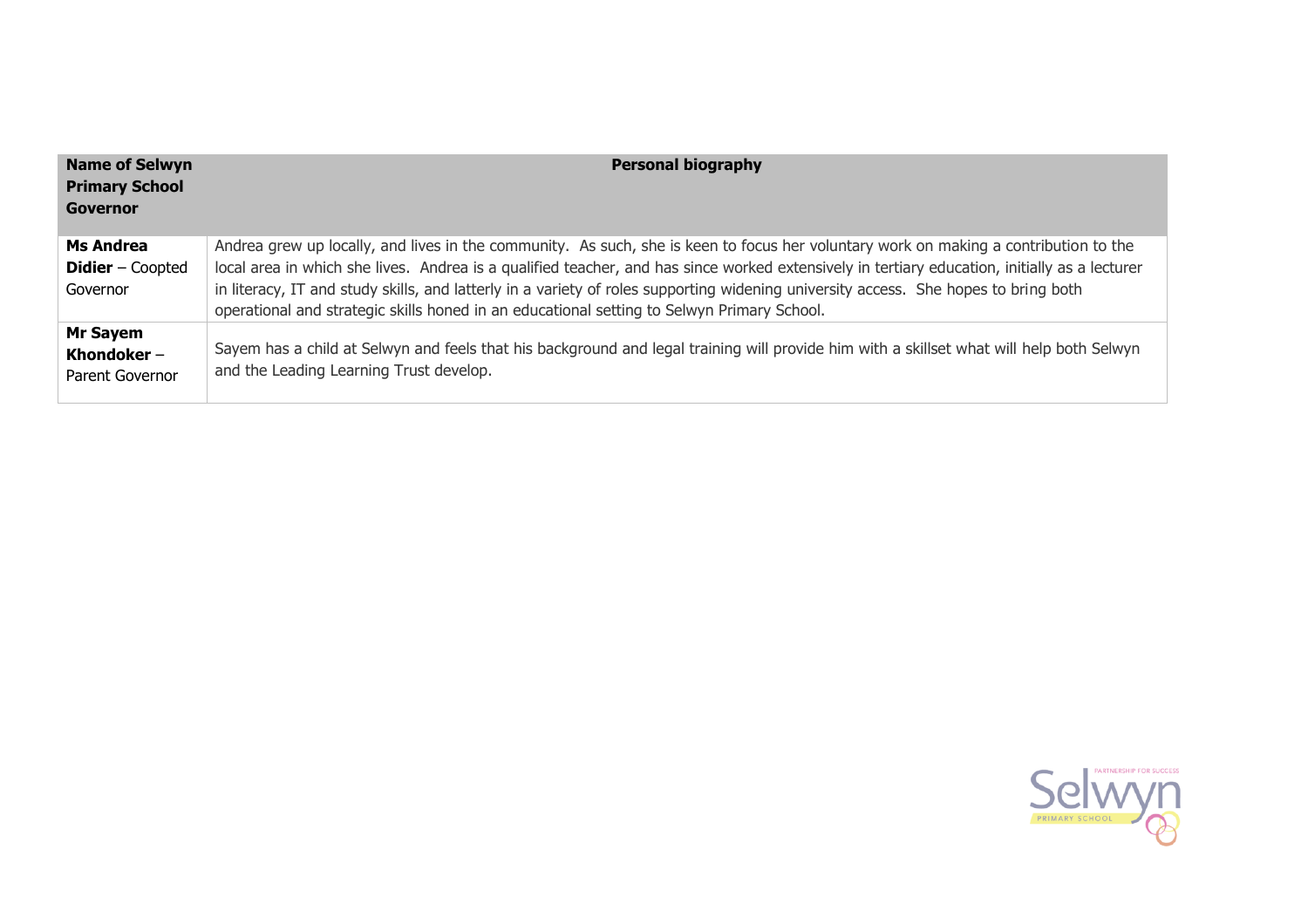| **Name of Selwyn Primary School Governor** | **Personal biography** |
|---|---|
| **Ms Andrea Didier** – Coopted Governor | Andrea grew up locally, and lives in the community. As such, she is keen to focus her voluntary work on making a contribution to the local area in which she lives. Andrea is a qualified teacher, and has since worked extensively in tertiary education, initially as a lecturer in literacy, IT and study skills, and latterly in a variety of roles supporting widening university access. She hopes to bring both operational and strategic skills honed in an educational setting to Selwyn Primary School. |
| **Mr Sayem Khondoker** – Parent Governor | Sayem has a child at Selwyn and feels that his background and legal training will provide him with a skillset what will help both Selwyn and the Leading Learning Trust develop. |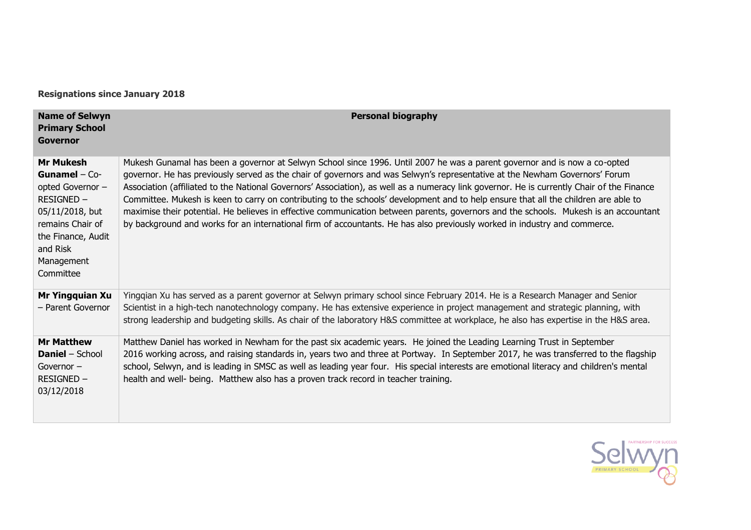**Resignations since January 2018**

| **Name of Selwyn Primary School Governor** | **Personal biography** |
|---|---|
| **Mr Mukesh Gunamel** – Co-opted Governor – RESIGNED – 05/11/2018, but remains Chair of the Finance, Audit and Risk Management Committee | Mukesh Gunamal has been a governor at Selwyn School since 1996. Until 2007 he was a parent governor and is now a co-opted governor. He has previously served as the chair of governors and was Selwyn's representative at the Newham Governors' Forum Association (affiliated to the National Governors' Association), as well as a numeracy link governor. He is currently Chair of the Finance Committee. Mukesh is keen to carry on contributing to the schools' development and to help ensure that all the children are able to maximise their potential. He believes in effective communication between parents, governors and the schools. Mukesh is an accountant by background and works for an international firm of accountants. He has also previously worked in industry and commerce. |
| **Mr Yingquian Xu** – Parent Governor | Yingqian Xu has served as a parent governor at Selwyn primary school since February 2014. He is a Research Manager and Senior Scientist in a high-tech nanotechnology company. He has extensive experience in project management and strategic planning, with strong leadership and budgeting skills. As chair of the laboratory H&S committee at workplace, he also has expertise in the H&S area. |
| **Mr Matthew Daniel** – School Governor – RESIGNED – 03/12/2018 | Matthew Daniel has worked in Newham for the past six academic years. He joined the Leading Learning Trust in September 2016 working across, and raising standards in, years two and three at Portway. In September 2017, he was transferred to the flagship school, Selwyn, and is leading in SMSC as well as leading year four. His special interests are emotional literacy and children's mental health and well- being. Matthew also has a proven track record in teacher training. |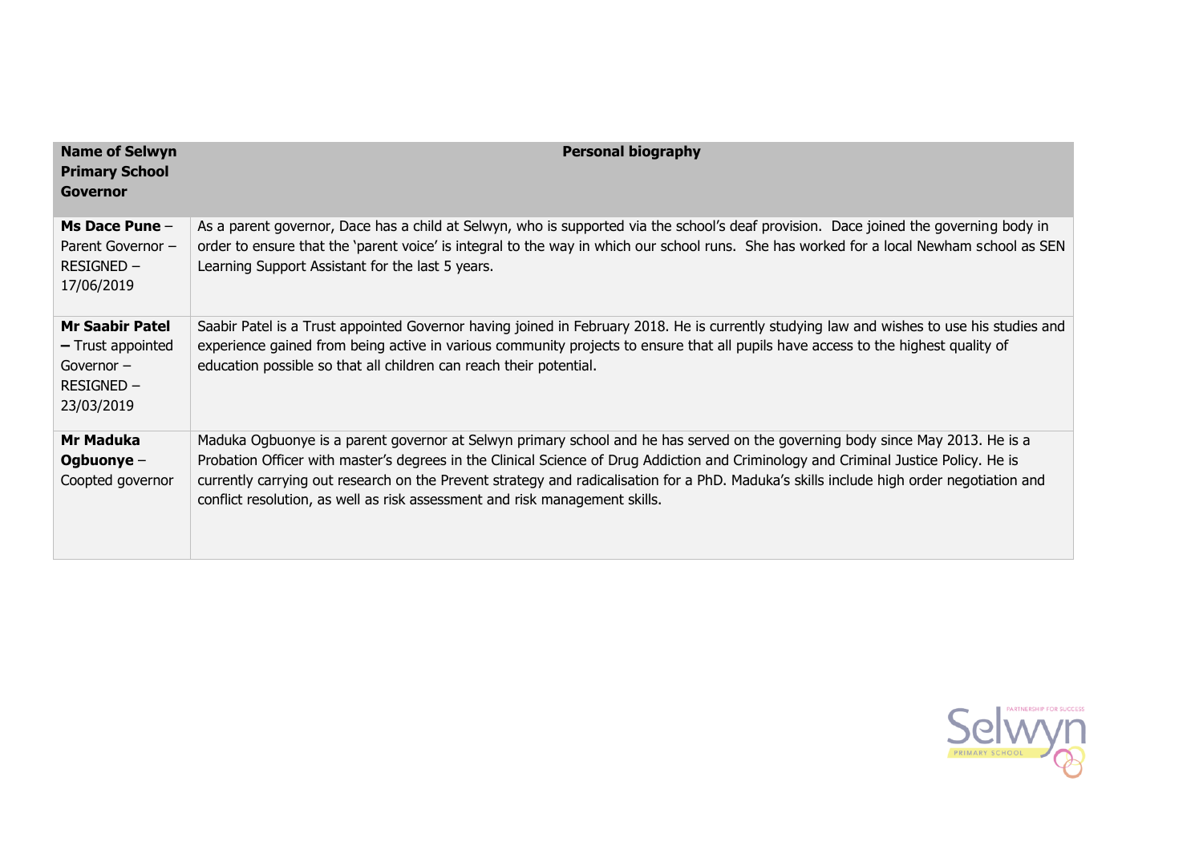| **Name of Selwyn Primary School Governor** | **Personal biography** |
| --- | --- |
| **Ms Dace Pune** – Parent Governor – RESIGNED – 17/06/2019 | As a parent governor, Dace has a child at Selwyn, who is supported via the school's deaf provision. Dace joined the governing body in order to ensure that the 'parent voice' is integral to the way in which our school runs. She has worked for a local Newham school as SEN Learning Support Assistant for the last 5 years. |
| **Mr Saabir Patel –** Trust appointed Governor – RESIGNED – 23/03/2019 | Saabir Patel is a Trust appointed Governor having joined in February 2018. He is currently studying law and wishes to use his studies and experience gained from being active in various community projects to ensure that all pupils have access to the highest quality of education possible so that all children can reach their potential. |
| **Mr Maduka Ogbuonye** – Coopted governor | Maduka Ogbuonye is a parent governor at Selwyn primary school and he has served on the governing body since May 2013. He is a Probation Officer with master's degrees in the Clinical Science of Drug Addiction and Criminology and Criminal Justice Policy. He is currently carrying out research on the Prevent strategy and radicalisation for a PhD. Maduka's skills include high order negotiation and conflict resolution, as well as risk assessment and risk management skills. |

Selwyn PRIMARY SCHOOL PARTNERSHIP FOR SUCCESS